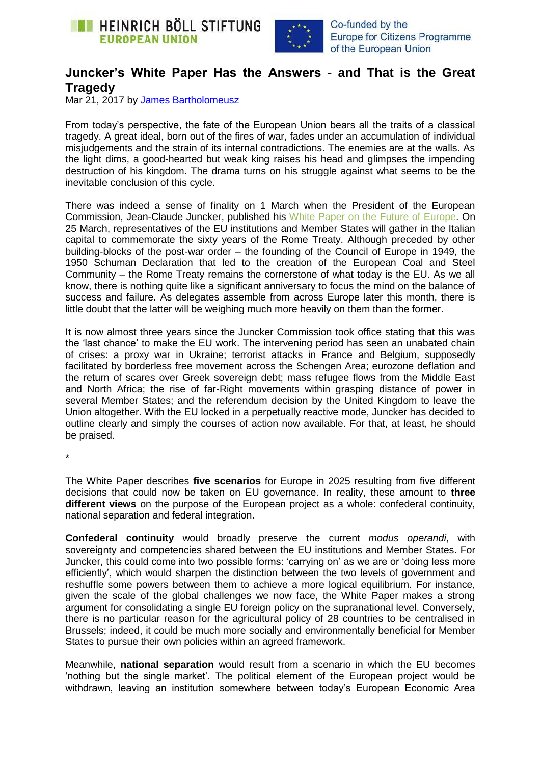# Juncker's White Paper Has the Answers - and That is the Great Tragedy

Mar 21, 2017 by [James Bartholomeusz]

From today's perspective, the fate of the European Union bears all the traits of a classical tragedy. A great ideal, born out of the fires of war, fades under an accumulation of individual misjudgements and the strain of its internal contradictions. The enemies are at the walls. As the light dims, a good-hearted but weak king raises his head and glimpses the impending destruction of his kingdom. The drama turns on his struggle against what seems to be the inevitable conclusion of this cycle.

There was indeed a sense of finality on 1 March when the President of the European Commission, Jean-Claude Juncker, published his White Paper on the Future of Europe. On 25 March, representatives of the EU institutions and Member States will gather in the Italian capital to commemorate the sixty years of the Rome Treaty. Although preceded by other building-blocks of the post-war order – the founding of the Council of Europe in 1949, the 1950 Schuman Declaration that led to the creation of the European Coal and Steel Community – the Rome Treaty remains the cornerstone of what today is the EU. As we all know, there is nothing quite like a significant anniversary to focus the mind on the balance of success and failure. As delegates assemble from across Europe later this month, there is little doubt that the latter will be weighing much more heavily on them than the former.

It is now almost three years since the Juncker Commission took office stating that this was the 'last chance' to make the EU work. The intervening period has seen an unabated chain of crises: a proxy war in Ukraine; terrorist attacks in France and Belgium, supposedly facilitated by borderless free movement across the Schengen Area; eurozone deflation and the return of scares over Greek sovereign debt; mass refugee flows from the Middle East and North Africa; the rise of far-Right movements within grasping distance of power in several Member States; and the referendum decision by the United Kingdom to leave the Union altogether. With the EU locked in a perpetually reactive mode, Juncker has decided to outline clearly and simply the courses of action now available. For that, at least, he should be praised.

*

The White Paper describes **five scenarios** for Europe in 2025 resulting from five different decisions that could now be taken on EU governance. In reality, these amount to **three different views** on the purpose of the European project as a whole: confederal continuity, national separation and federal integration.

**Confederal continuity** would broadly preserve the current *modus operandi*, with sovereignty and competencies shared between the EU institutions and Member States. For Juncker, this could come into two possible forms: 'carrying on' as we are or 'doing less more efficiently', which would sharpen the distinction between the two levels of government and reshuffle some powers between them to achieve a more logical equilibrium. For instance, given the scale of the global challenges we now face, the White Paper makes a strong argument for consolidating a single EU foreign policy on the supranational level. Conversely, there is no particular reason for the agricultural policy of 28 countries to be centralised in Brussels; indeed, it could be much more socially and environmentally beneficial for Member States to pursue their own policies within an agreed framework.

Meanwhile, **national separation** would result from a scenario in which the EU becomes 'nothing but the single market'. The political element of the European project would be withdrawn, leaving an institution somewhere between today's European Economic Area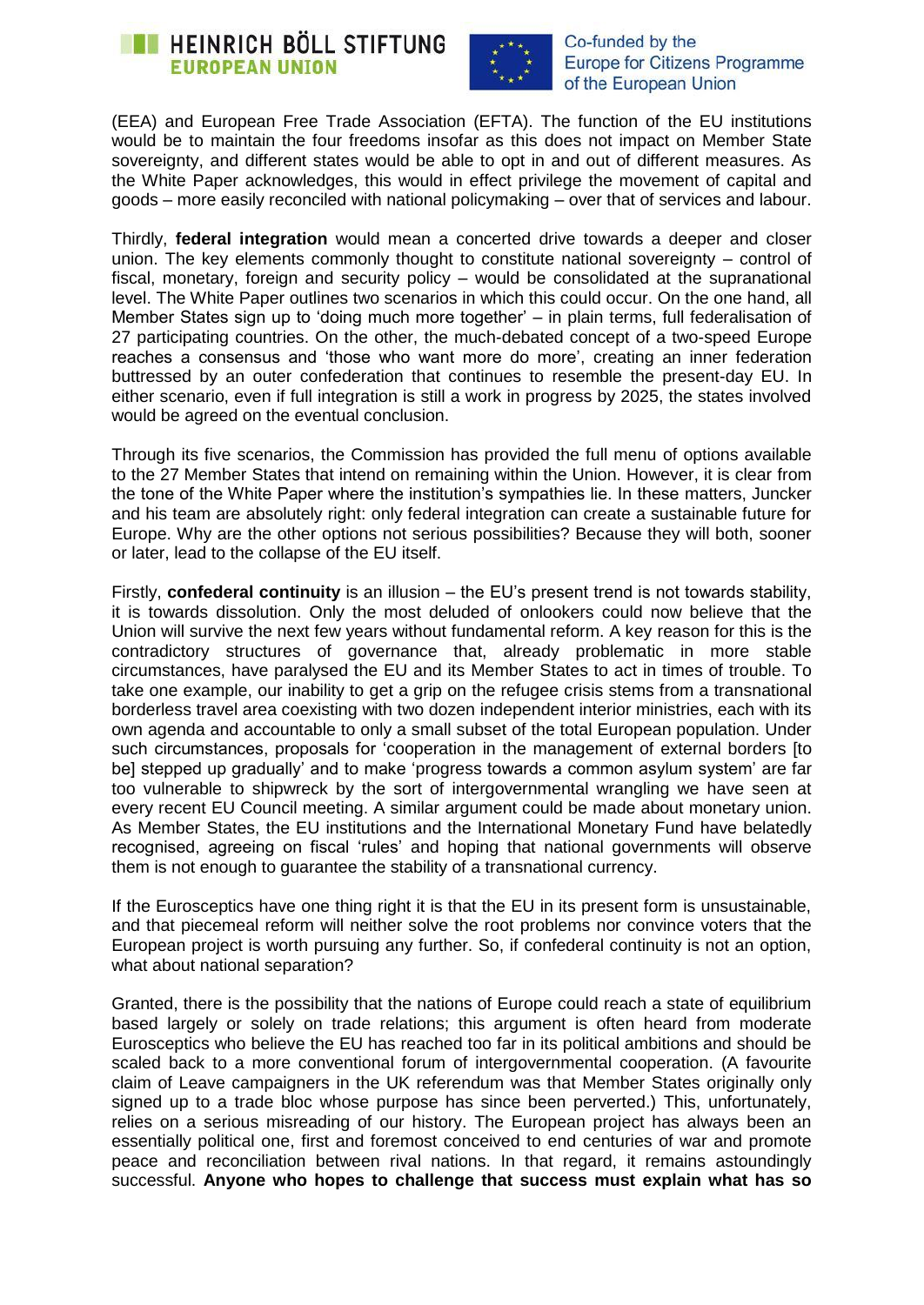(EEA) and European Free Trade Association (EFTA). The function of the EU institutions would be to maintain the four freedoms insofar as this does not impact on Member State sovereignty, and different states would be able to opt in and out of different measures. As the White Paper acknowledges, this would in effect privilege the movement of capital and goods – more easily reconciled with national policymaking – over that of services and labour.

Thirdly, **federal integration** would mean a concerted drive towards a deeper and closer union. The key elements commonly thought to constitute national sovereignty – control of fiscal, monetary, foreign and security policy – would be consolidated at the supranational level. The White Paper outlines two scenarios in which this could occur. On the one hand, all Member States sign up to 'doing much more together' – in plain terms, full federalisation of 27 participating countries. On the other, the much-debated concept of a two-speed Europe reaches a consensus and 'those who want more do more', creating an inner federation buttressed by an outer confederation that continues to resemble the present-day EU. In either scenario, even if full integration is still a work in progress by 2025, the states involved would be agreed on the eventual conclusion.

Through its five scenarios, the Commission has provided the full menu of options available to the 27 Member States that intend on remaining within the Union. However, it is clear from the tone of the White Paper where the institution's sympathies lie. In these matters, Juncker and his team are absolutely right: only federal integration can create a sustainable future for Europe. Why are the other options not serious possibilities? Because they will both, sooner or later, lead to the collapse of the EU itself.

Firstly, **confederal continuity** is an illusion – the EU's present trend is not towards stability, it is towards dissolution. Only the most deluded of onlookers could now believe that the Union will survive the next few years without fundamental reform. A key reason for this is the contradictory structures of governance that, already problematic in more stable circumstances, have paralysed the EU and its Member States to act in times of trouble. To take one example, our inability to get a grip on the refugee crisis stems from a transnational borderless travel area coexisting with two dozen independent interior ministries, each with its own agenda and accountable to only a small subset of the total European population. Under such circumstances, proposals for 'cooperation in the management of external borders [to be] stepped up gradually' and to make 'progress towards a common asylum system' are far too vulnerable to shipwreck by the sort of intergovernmental wrangling we have seen at every recent EU Council meeting. A similar argument could be made about monetary union. As Member States, the EU institutions and the International Monetary Fund have belatedly recognised, agreeing on fiscal 'rules' and hoping that national governments will observe them is not enough to guarantee the stability of a transnational currency.

If the Eurosceptics have one thing right it is that the EU in its present form is unsustainable, and that piecemeal reform will neither solve the root problems nor convince voters that the European project is worth pursuing any further. So, if confederal continuity is not an option, what about national separation?

Granted, there is the possibility that the nations of Europe could reach a state of equilibrium based largely or solely on trade relations; this argument is often heard from moderate Eurosceptics who believe the EU has reached too far in its political ambitions and should be scaled back to a more conventional forum of intergovernmental cooperation. (A favourite claim of Leave campaigners in the UK referendum was that Member States originally only signed up to a trade bloc whose purpose has since been perverted.) This, unfortunately, relies on a serious misreading of our history. The European project has always been an essentially political one, first and foremost conceived to end centuries of war and promote peace and reconciliation between rival nations. In that regard, it remains astoundingly successful. **Anyone who hopes to challenge that success must explain what has so**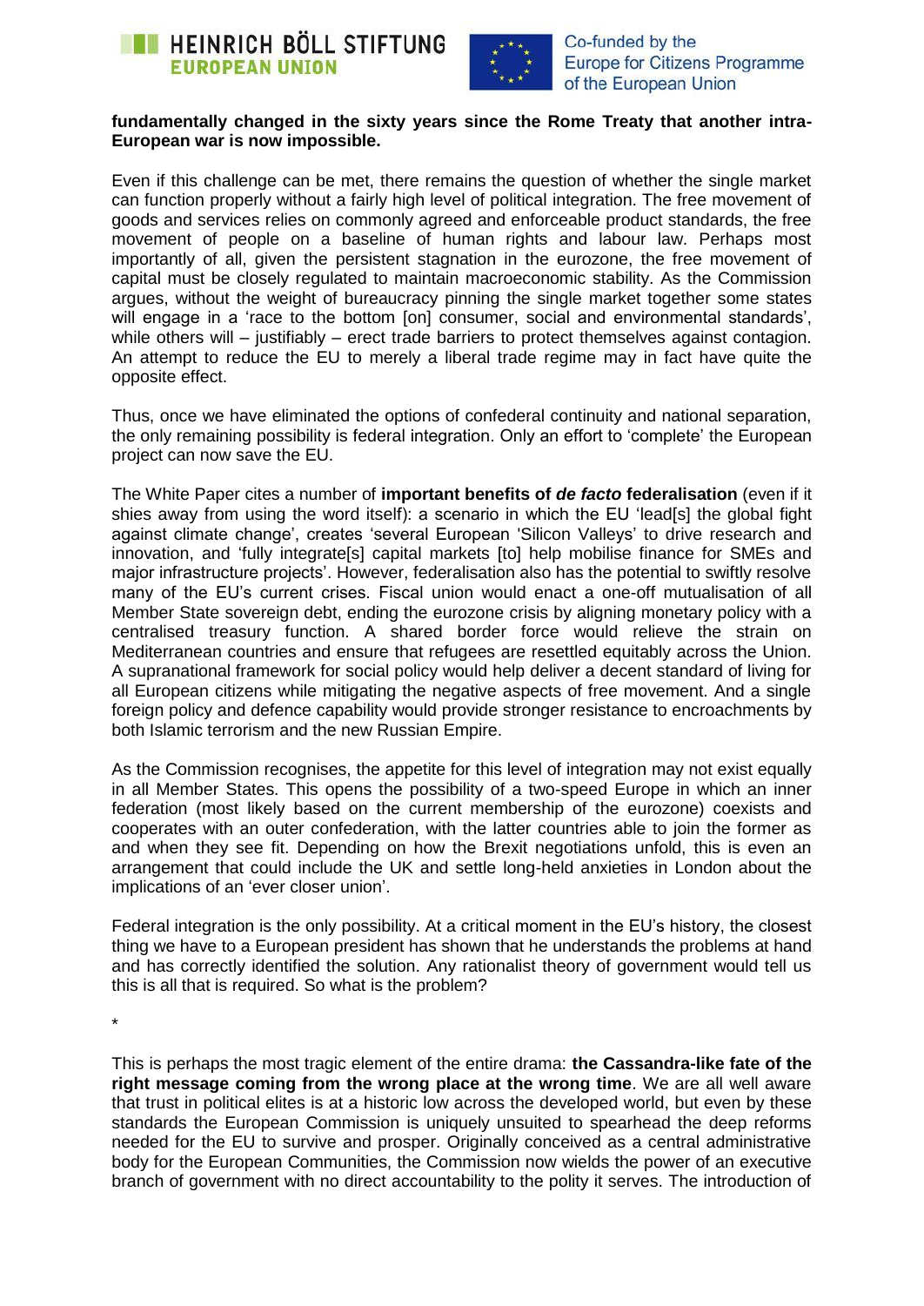**fundamentally changed in the sixty years since the Rome Treaty that another intra-European war is now impossible.**

Even if this challenge can be met, there remains the question of whether the single market can function properly without a fairly high level of political integration. The free movement of goods and services relies on commonly agreed and enforceable product standards, the free movement of people on a baseline of human rights and labour law. Perhaps most importantly of all, given the persistent stagnation in the eurozone, the free movement of capital must be closely regulated to maintain macroeconomic stability. As the Commission argues, without the weight of bureaucracy pinning the single market together some states will engage in a 'race to the bottom [on] consumer, social and environmental standards', while others will – justifiably – erect trade barriers to protect themselves against contagion. An attempt to reduce the EU to merely a liberal trade regime may in fact have quite the opposite effect.

Thus, once we have eliminated the options of confederal continuity and national separation, the only remaining possibility is federal integration. Only an effort to 'complete' the European project can now save the EU.

The White Paper cites a number of **important benefits of *de facto* federalisation** (even if it shies away from using the word itself): a scenario in which the EU 'lead[s] the global fight against climate change', creates 'several European 'Silicon Valleys' to drive research and innovation, and 'fully integrate[s] capital markets [to] help mobilise finance for SMEs and major infrastructure projects'. However, federalisation also has the potential to swiftly resolve many of the EU's current crises. Fiscal union would enact a one-off mutualisation of all Member State sovereign debt, ending the eurozone crisis by aligning monetary policy with a centralised treasury function. A shared border force would relieve the strain on Mediterranean countries and ensure that refugees are resettled equitably across the Union. A supranational framework for social policy would help deliver a decent standard of living for all European citizens while mitigating the negative aspects of free movement. And a single foreign policy and defence capability would provide stronger resistance to encroachments by both Islamic terrorism and the new Russian Empire.

As the Commission recognises, the appetite for this level of integration may not exist equally in all Member States. This opens the possibility of a two-speed Europe in which an inner federation (most likely based on the current membership of the eurozone) coexists and cooperates with an outer confederation, with the latter countries able to join the former as and when they see fit. Depending on how the Brexit negotiations unfold, this is even an arrangement that could include the UK and settle long-held anxieties in London about the implications of an 'ever closer union'.

Federal integration is the only possibility. At a critical moment in the EU's history, the closest thing we have to a European president has shown that he understands the problems at hand and has correctly identified the solution. Any rationalist theory of government would tell us this is all that is required. So what is the problem?

*

This is perhaps the most tragic element of the entire drama: **the Cassandra-like fate of the right message coming from the wrong place at the wrong time**. We are all well aware that trust in political elites is at a historic low across the developed world, but even by these standards the European Commission is uniquely unsuited to spearhead the deep reforms needed for the EU to survive and prosper. Originally conceived as a central administrative body for the European Communities, the Commission now wields the power of an executive branch of government with no direct accountability to the polity it serves. The introduction of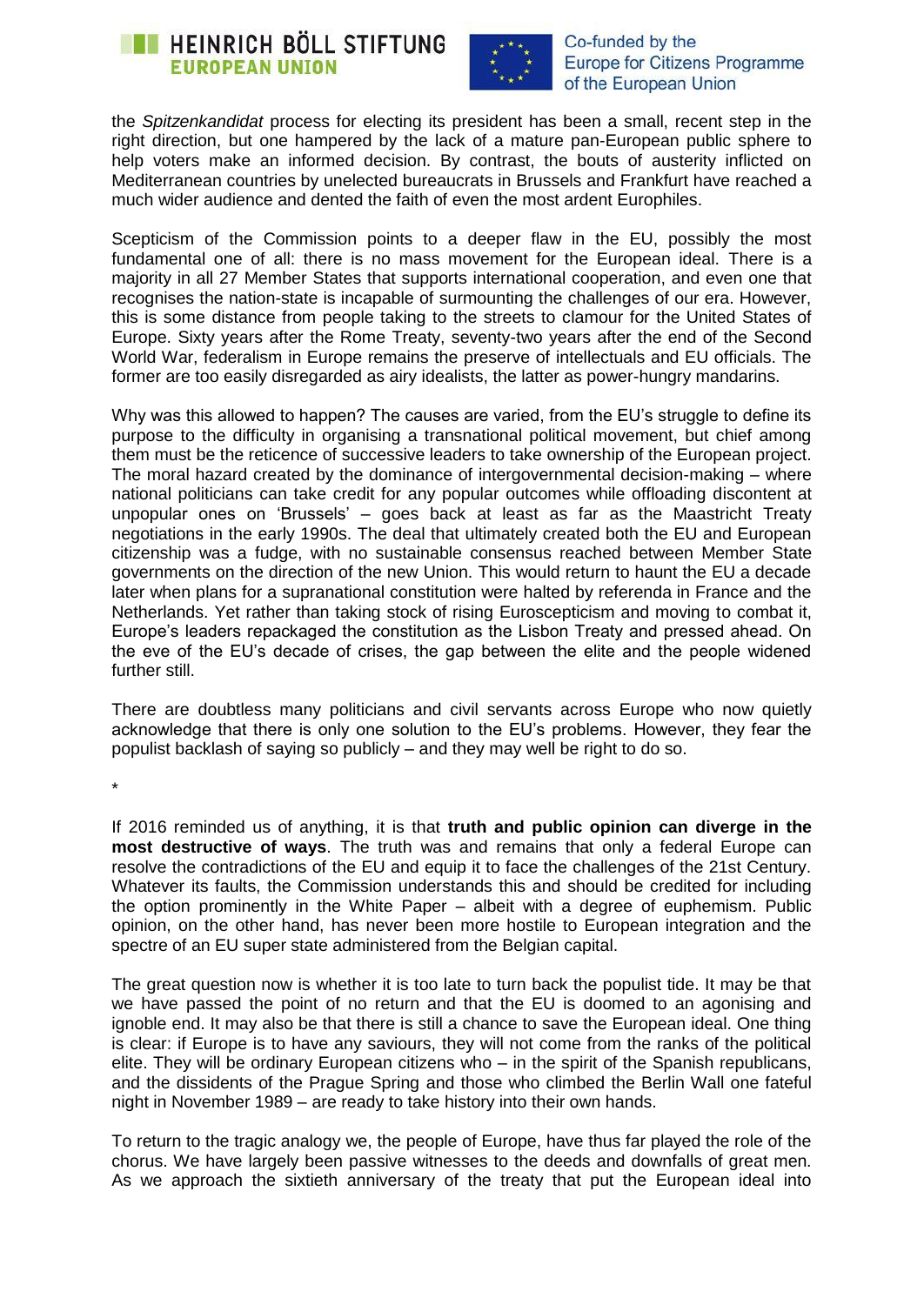the *Spitzenkandidat* process for electing its president has been a small, recent step in the right direction, but one hampered by the lack of a mature pan-European public sphere to help voters make an informed decision. By contrast, the bouts of austerity inflicted on Mediterranean countries by unelected bureaucrats in Brussels and Frankfurt have reached a much wider audience and dented the faith of even the most ardent Europhiles.

Scepticism of the Commission points to a deeper flaw in the EU, possibly the most fundamental one of all: there is no mass movement for the European ideal. There is a majority in all 27 Member States that supports international cooperation, and even one that recognises the nation-state is incapable of surmounting the challenges of our era. However, this is some distance from people taking to the streets to clamour for the United States of Europe. Sixty years after the Rome Treaty, seventy-two years after the end of the Second World War, federalism in Europe remains the preserve of intellectuals and EU officials. The former are too easily disregarded as airy idealists, the latter as power-hungry mandarins.

Why was this allowed to happen? The causes are varied, from the EU's struggle to define its purpose to the difficulty in organising a transnational political movement, but chief among them must be the reticence of successive leaders to take ownership of the European project. The moral hazard created by the dominance of intergovernmental decision-making – where national politicians can take credit for any popular outcomes while offloading discontent at unpopular ones on 'Brussels' – goes back at least as far as the Maastricht Treaty negotiations in the early 1990s. The deal that ultimately created both the EU and European citizenship was a fudge, with no sustainable consensus reached between Member State governments on the direction of the new Union. This would return to haunt the EU a decade later when plans for a supranational constitution were halted by referenda in France and the Netherlands. Yet rather than taking stock of rising Euroscepticism and moving to combat it, Europe's leaders repackaged the constitution as the Lisbon Treaty and pressed ahead. On the eve of the EU's decade of crises, the gap between the elite and the people widened further still.

There are doubtless many politicians and civil servants across Europe who now quietly acknowledge that there is only one solution to the EU's problems. However, they fear the populist backlash of saying so publicly – and they may well be right to do so.

*

If 2016 reminded us of anything, it is that **truth and public opinion can diverge in the most destructive of ways**. The truth was and remains that only a federal Europe can resolve the contradictions of the EU and equip it to face the challenges of the 21st Century. Whatever its faults, the Commission understands this and should be credited for including the option prominently in the White Paper – albeit with a degree of euphemism. Public opinion, on the other hand, has never been more hostile to European integration and the spectre of an EU super state administered from the Belgian capital.

The great question now is whether it is too late to turn back the populist tide. It may be that we have passed the point of no return and that the EU is doomed to an agonising and ignoble end. It may also be that there is still a chance to save the European ideal. One thing is clear: if Europe is to have any saviours, they will not come from the ranks of the political elite. They will be ordinary European citizens who – in the spirit of the Spanish republicans, and the dissidents of the Prague Spring and those who climbed the Berlin Wall one fateful night in November 1989 – are ready to take history into their own hands.

To return to the tragic analogy we, the people of Europe, have thus far played the role of the chorus. We have largely been passive witnesses to the deeds and downfalls of great men. As we approach the sixtieth anniversary of the treaty that put the European ideal into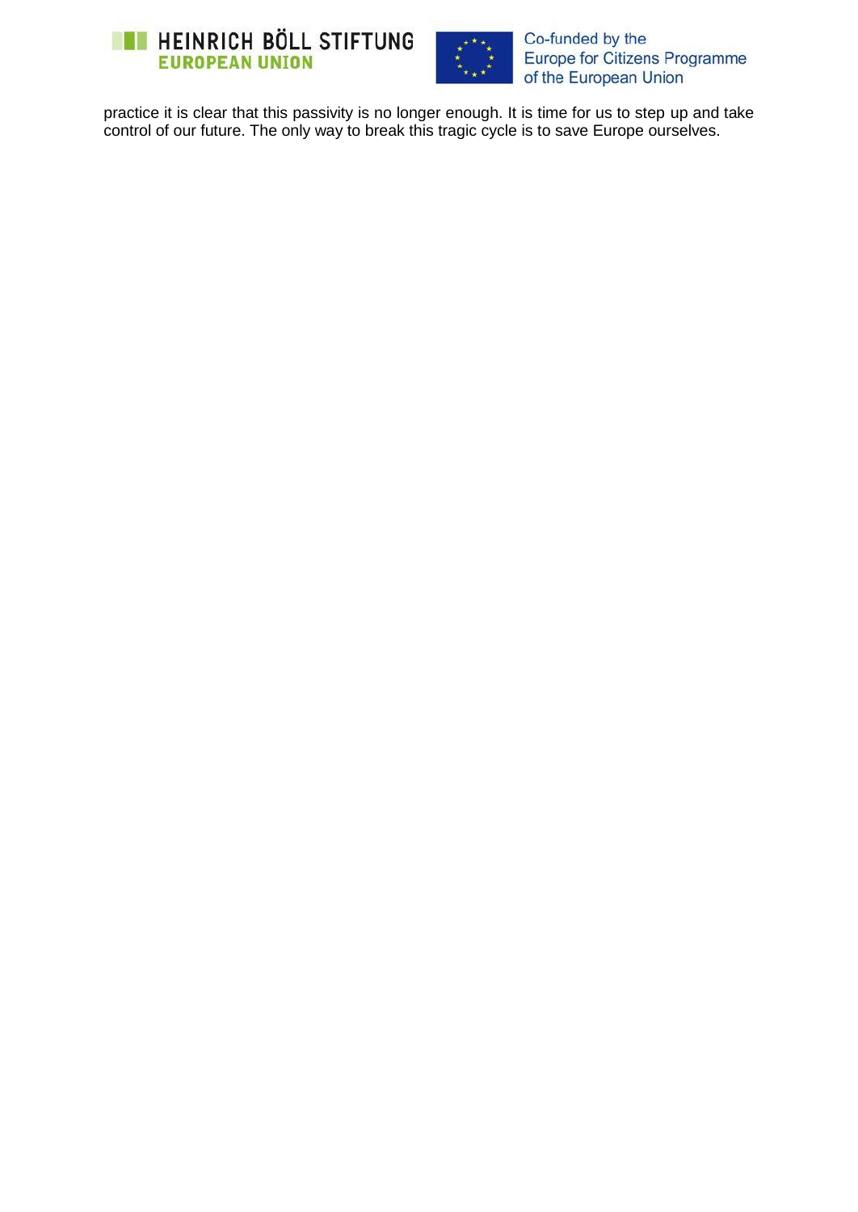practice it is clear that this passivity is no longer enough. It is time for us to step up and take control of our future. The only way to break this tragic cycle is to save Europe ourselves.